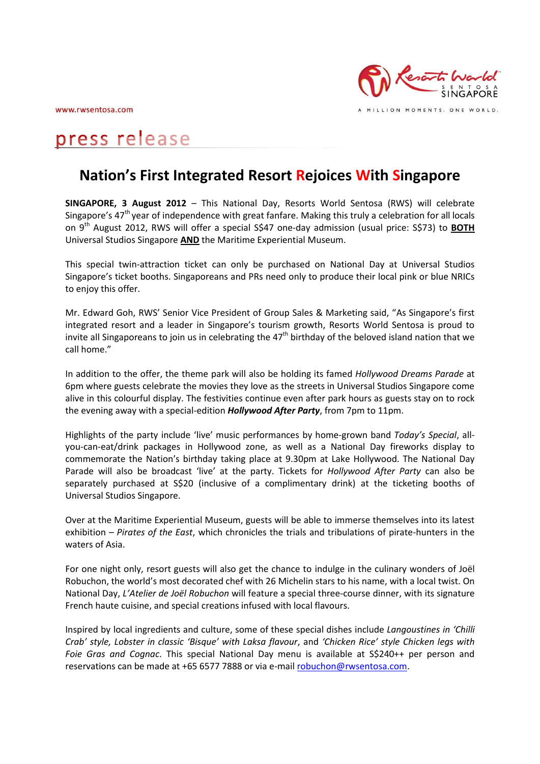www.rwsentosa.com

press release

# Nation's First Integrated Resort Rejoices With Singapore

**SINGAPORE, 3 August 2012** – This National Day, Resorts World Sentosa (RWS) will celebrate Singapore's 47th year of independence with great fanfare. Making this truly a celebration for all locals on 9th August 2012, RWS will offer a special S$47 one-day admission (usual price: S$73) to **BOTH** Universal Studios Singapore **AND** the Maritime Experiential Museum.

This special twin-attraction ticket can only be purchased on National Day at Universal Studios Singapore's ticket booths. Singaporeans and PRs need only to produce their local pink or blue NRICs to enjoy this offer.

Mr. Edward Goh, RWS' Senior Vice President of Group Sales & Marketing said, "As Singapore's first integrated resort and a leader in Singapore's tourism growth, Resorts World Sentosa is proud to invite all Singaporeans to join us in celebrating the 47th birthday of the beloved island nation that we call home."

In addition to the offer, the theme park will also be holding its famed *Hollywood Dreams Parade* at 6pm where guests celebrate the movies they love as the streets in Universal Studios Singapore come alive in this colourful display. The festivities continue even after park hours as guests stay on to rock the evening away with a special-edition ***Hollywood After Party***, from 7pm to 11pm.

Highlights of the party include 'live' music performances by home-grown band *Today's Special*, all-you-can-eat/drink packages in Hollywood zone, as well as a National Day fireworks display to commemorate the Nation's birthday taking place at 9.30pm at Lake Hollywood. The National Day Parade will also be broadcast 'live' at the party. Tickets for *Hollywood After Party* can also be separately purchased at S$20 (inclusive of a complimentary drink) at the ticketing booths of Universal Studios Singapore.

Over at the Maritime Experiential Museum, guests will be able to immerse themselves into its latest exhibition – *Pirates of the East*, which chronicles the trials and tribulations of pirate-hunters in the waters of Asia.

For one night only, resort guests will also get the chance to indulge in the culinary wonders of Joël Robuchon, the world's most decorated chef with 26 Michelin stars to his name, with a local twist. On National Day, *L'Atelier de Joël Robuchon* will feature a special three-course dinner, with its signature French haute cuisine, and special creations infused with local flavours.

Inspired by local ingredients and culture, some of these special dishes include *Langoustines in 'Chilli Crab' style, Lobster in classic 'Bisque' with Laksa flavour*, and *'Chicken Rice' style Chicken legs with Foie Gras and Cognac*. This special National Day menu is available at S$240++ per person and reservations can be made at +65 6577 7888 or via e-mail robuchon@rwsentosa.com.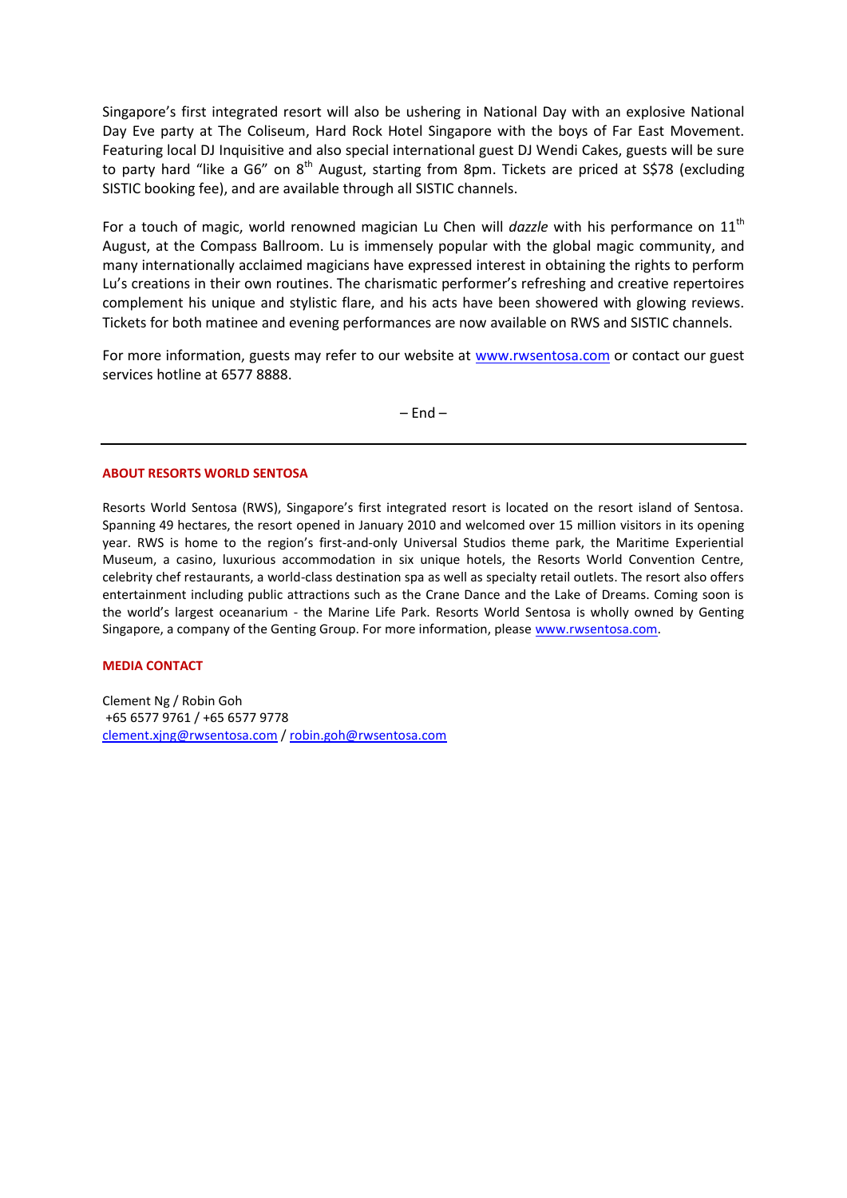Singapore's first integrated resort will also be ushering in National Day with an explosive National Day Eve party at The Coliseum, Hard Rock Hotel Singapore with the boys of Far East Movement. Featuring local DJ Inquisitive and also special international guest DJ Wendi Cakes, guests will be sure to party hard "like a G6" on 8th August, starting from 8pm. Tickets are priced at S$78 (excluding SISTIC booking fee), and are available through all SISTIC channels.

For a touch of magic, world renowned magician Lu Chen will *dazzle* with his performance on 11th August, at the Compass Ballroom. Lu is immensely popular with the global magic community, and many internationally acclaimed magicians have expressed interest in obtaining the rights to perform Lu's creations in their own routines. The charismatic performer's refreshing and creative repertoires complement his unique and stylistic flare, and his acts have been showered with glowing reviews. Tickets for both matinee and evening performances are now available on RWS and SISTIC channels.

For more information, guests may refer to our website at www.rwsentosa.com or contact our guest services hotline at 6577 8888.

– End –

---

**ABOUT RESORTS WORLD SENTOSA**

Resorts World Sentosa (RWS), Singapore's first integrated resort is located on the resort island of Sentosa. Spanning 49 hectares, the resort opened in January 2010 and welcomed over 15 million visitors in its opening year. RWS is home to the region's first-and-only Universal Studios theme park, the Maritime Experiential Museum, a casino, luxurious accommodation in six unique hotels, the Resorts World Convention Centre, celebrity chef restaurants, a world-class destination spa as well as specialty retail outlets. The resort also offers entertainment including public attractions such as the Crane Dance and the Lake of Dreams. Coming soon is the world's largest oceanarium - the Marine Life Park. Resorts World Sentosa is wholly owned by Genting Singapore, a company of the Genting Group. For more information, please www.rwsentosa.com.

**MEDIA CONTACT**

Clement Ng / Robin Goh
+65 6577 9761 / +65 6577 9778
clement.xjng@rwsentosa.com / robin.goh@rwsentosa.com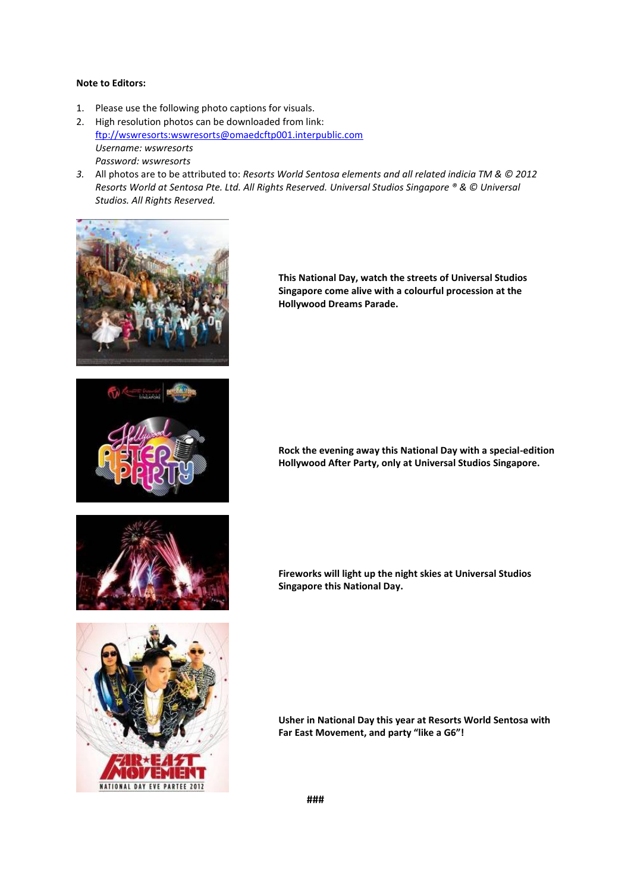**Note to Editors:**

1. Please use the following photo captions for visuals.
2. High resolution photos can be downloaded from link: [ftp://wswresorts:wswresorts@omaedcftp001.interpublic.com](ftp://wswresorts:wswresorts@omaedcftp001.interpublic.com)
   *Username: wswresorts*
   *Password: wswresorts*
3. All photos are to be attributed to: *Resorts World Sentosa elements and all related indicia TM & © 2012 Resorts World at Sentosa Pte. Ltd. All Rights Reserved. Universal Studios Singapore ® & © Universal Studios. All Rights Reserved.*

**This National Day, watch the streets of Universal Studios Singapore come alive with a colourful procession at the Hollywood Dreams Parade.**

**Rock the evening away this National Day with a special-edition Hollywood After Party, only at Universal Studios Singapore.**

**Fireworks will light up the night skies at Universal Studios Singapore this National Day.**

**Usher in National Day this year at Resorts World Sentosa with Far East Movement, and party "like a G6"!**

###